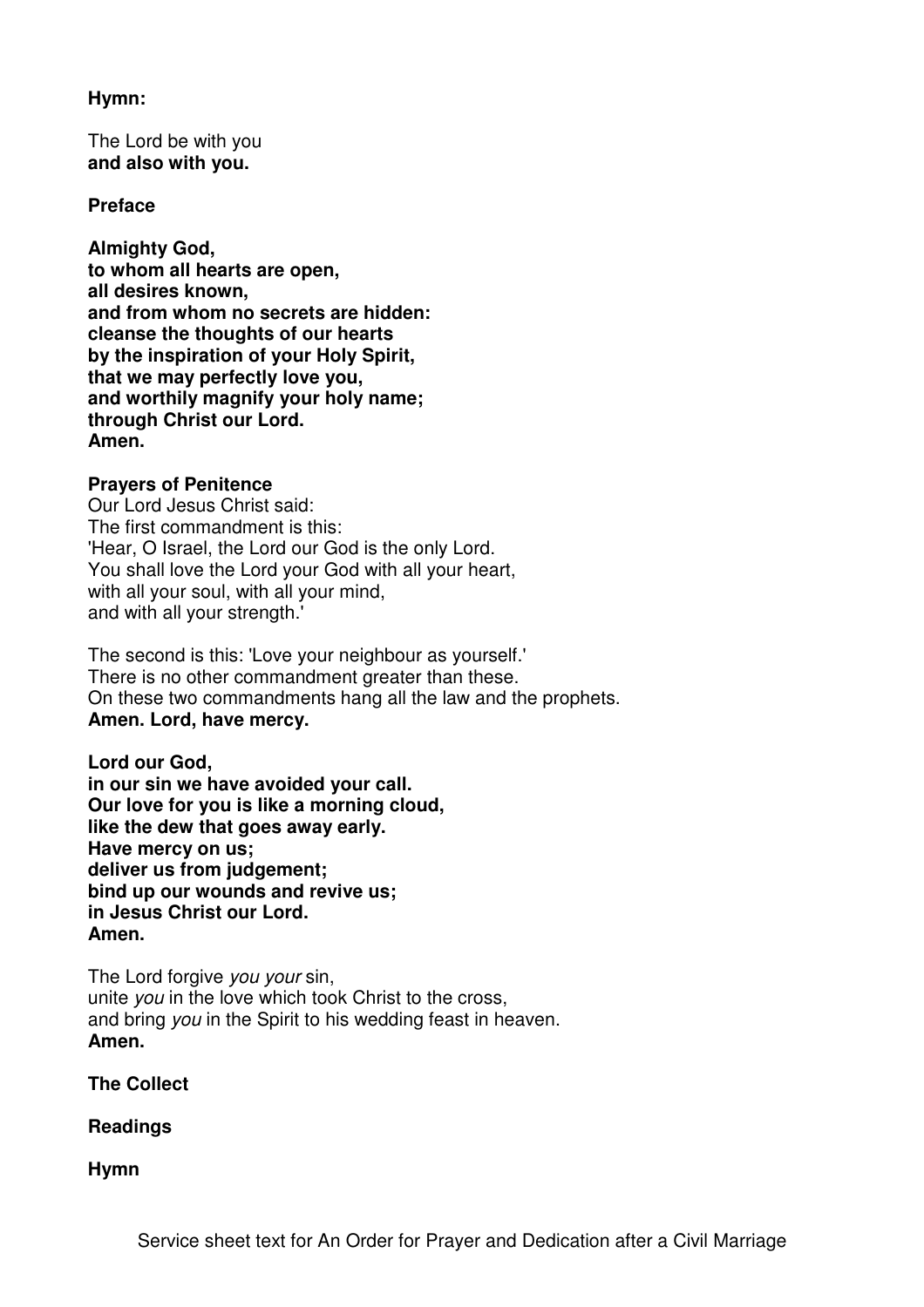**Hymn:**

The Lord be with you
**and also with you.**

**Preface**

**Almighty God,**
**to whom all hearts are open,**
**all desires known,**
**and from whom no secrets are hidden:**
**cleanse the thoughts of our hearts**
**by the inspiration of your Holy Spirit,**
**that we may perfectly love you,**
**and worthily magnify your holy name;**
**through Christ our Lord.**
**Amen.**

**Prayers of Penitence**
Our Lord Jesus Christ said:
The first commandment is this:
'Hear, O Israel, the Lord our God is the only Lord.
You shall love the Lord your God with all your heart,
with all your soul, with all your mind,
and with all your strength.'

The second is this: 'Love your neighbour as yourself.'
There is no other commandment greater than these.
On these two commandments hang all the law and the prophets.
**Amen. Lord, have mercy.**

**Lord our God,**
**in our sin we have avoided your call.**
**Our love for you is like a morning cloud,**
**like the dew that goes away early.**
**Have mercy on us;**
**deliver us from judgement;**
**bind up our wounds and revive us;**
**in Jesus Christ our Lord.**
**Amen.**

The Lord forgive *you your* sin,
unite *you* in the love which took Christ to the cross,
and bring *you* in the Spirit to his wedding feast in heaven.
**Amen.**

**The Collect**

**Readings**

**Hymn**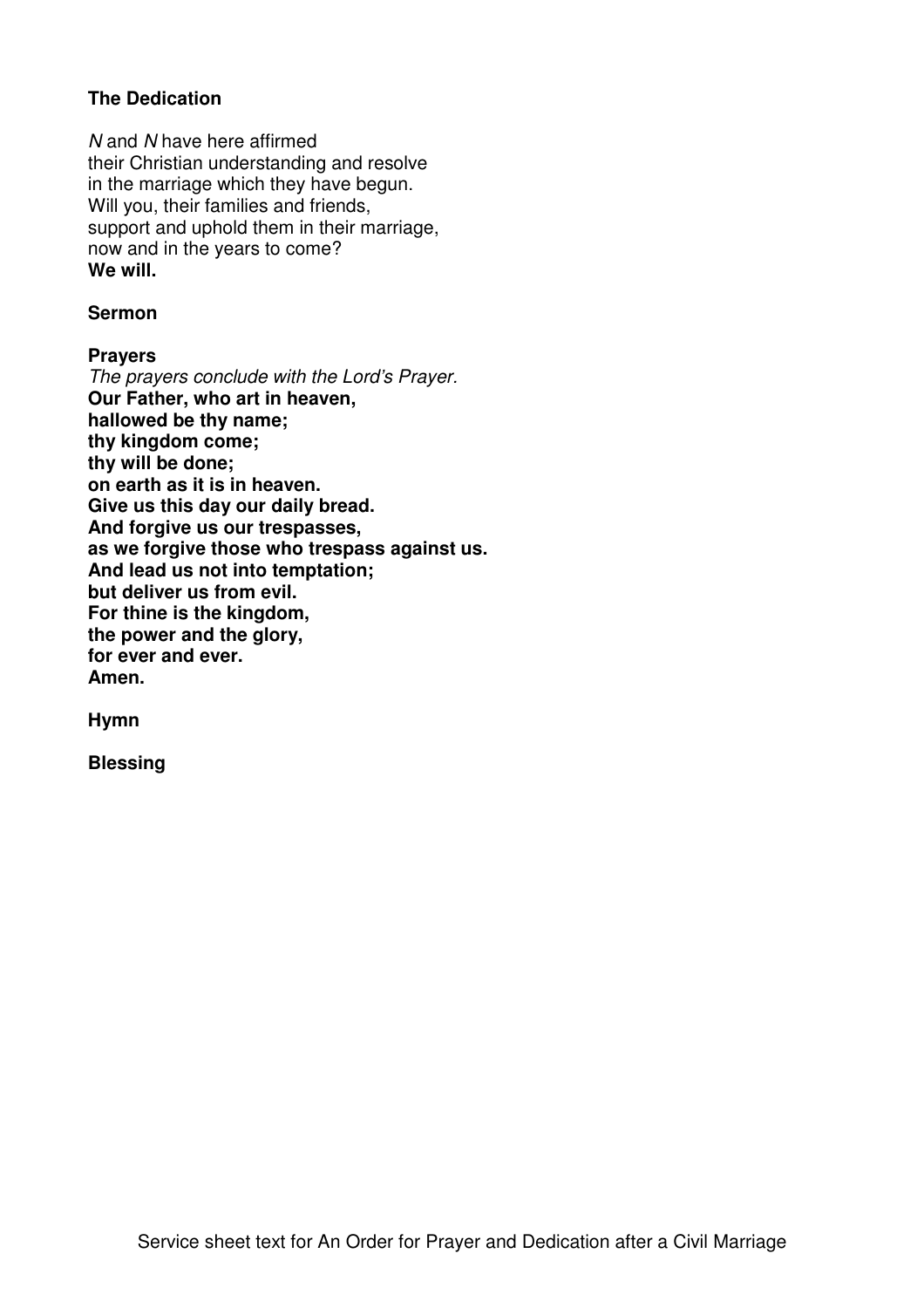**The Dedication**

*N* and *N* have here affirmed
their Christian understanding and resolve
in the marriage which they have begun.
Will you, their families and friends,
support and uphold them in their marriage,
now and in the years to come?
**We will.**

**Sermon**

**Prayers**

*The prayers conclude with the Lord's Prayer.*

**Our Father, who art in heaven,**
**hallowed be thy name;**
**thy kingdom come;**
**thy will be done;**
**on earth as it is in heaven.**
**Give us this day our daily bread.**
**And forgive us our trespasses,**
**as we forgive those who trespass against us.**
**And lead us not into temptation;**
**but deliver us from evil.**
**For thine is the kingdom,**
**the power and the glory,**
**for ever and ever.**
**Amen.**

**Hymn**

**Blessing**